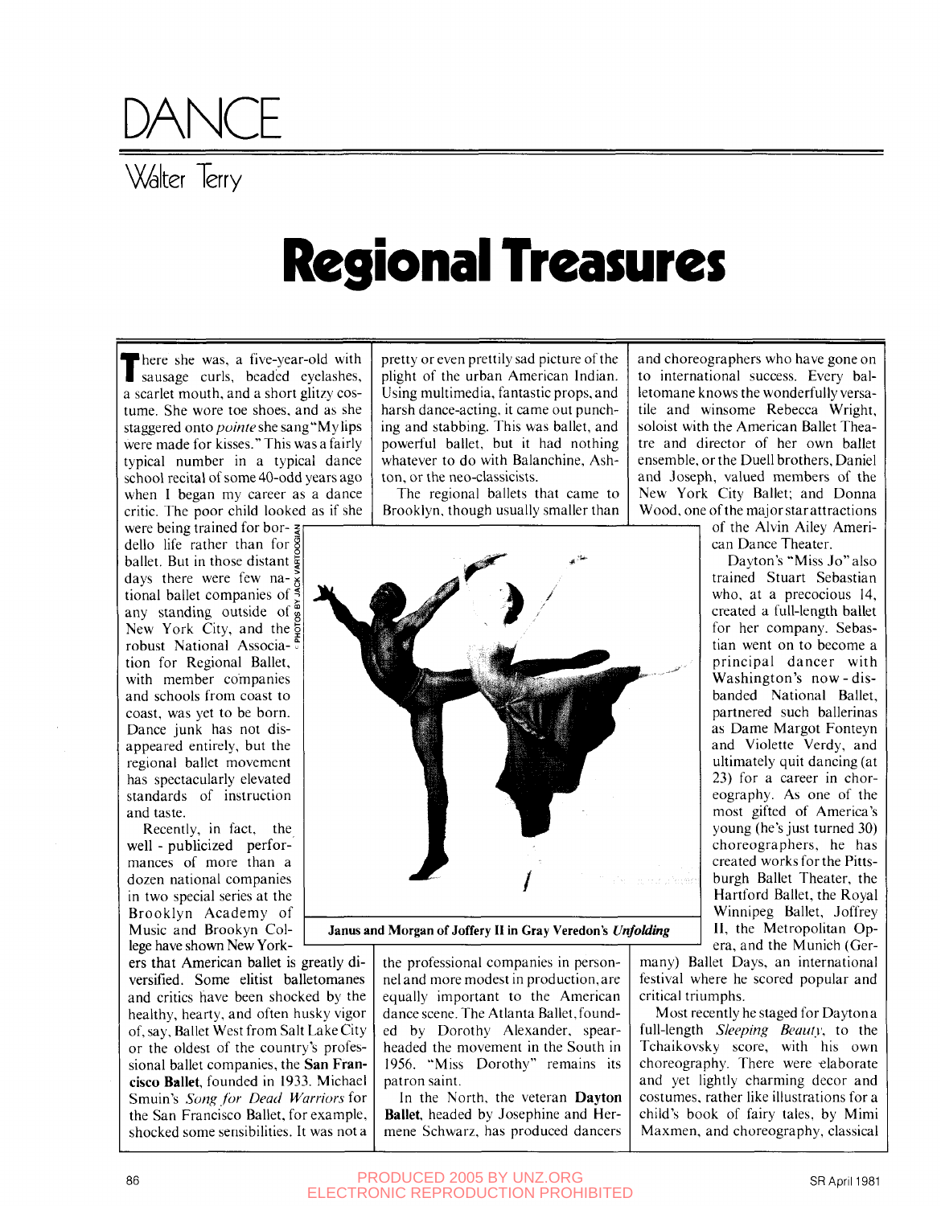# DANCE

Walter Terry

## Regional Treasures

There she was, a five-year-old with sausage curls, beaded eyelashes, a scarlet mouth, and a short glitzy costume. She wore toe shoes, and as she staggered onto *pointe* she sang "My lips were made for kisses." This was a fairly typical number in a typical dance school recital of some 40-odd years ago when I began my career as a dance critic. The poor child looked as if she were being trained for bordello life rather than for ballet. But in those distant days there were few national ballet companies of any standing outside of New York City, and the robust National Association for Regional Ballet, with member companies and schools from coast to coast, was yet to be born. Dance junk has not disappeared entirely, but the regional ballet movement has spectacularly elevated standards of instruction and taste.

Recently, in fact, the well-publicized performances of more than a dozen national companies in two special series at the Brooklyn Academy of Music and Brooklyn College have shown New Yorkers that American ballet is greatly diversified. Some elitist balletomanes and critics have been shocked by the healthy, hearty, and often husky vigor of, say, Ballet West from Salt Lake City or the oldest of the country's professional ballet companies, the **San Francisco Ballet**, founded in 1933. Michael Smuin's *Song for Dead Warriors* for the San Francisco Ballet, for example, shocked some sensibilities. It was not a pretty or even prettily sad picture of the plight of the urban American Indian. Using multimedia, fantastic props, and harsh dance-acting, it came out punching and stabbing. This was ballet, and powerful ballet, but it had nothing whatever to do with Balanchine, Ashton, or the neo-classicists.

The regional ballets that came to Brooklyn, though usually smaller than the professional companies in personnel and more modest in production, are equally important to the American dance scene. The Atlanta Ballet, founded by Dorothy Alexander, spearheaded the movement in the South in 1956. "Miss Dorothy" remains its patron saint.

In the North, the veteran **Dayton Ballet**, headed by Josephine and Hermene Schwarz, has produced dancers and choreographers who have gone on to international success. Every balletomane knows the wonderfully versatile and winsome Rebecca Wright, soloist with the American Ballet Theatre and director of her own ballet ensemble, or the Duell brothers, Daniel and Joseph, valued members of the New York City Ballet; and Donna Wood, one of the major star attractions of the Alvin Ailey American Dance Theater.

Dayton's "Miss Jo" also trained Stuart Sebastian who, at a precocious 14, created a full-length ballet for her company. Sebastian went on to become a principal dancer with Washington's now-disbanded National Ballet, partnered such ballerinas as Dame Margot Fonteyn and Violette Verdy, and ultimately quit dancing (at 23) for a career in choreography. As one of the most gifted of America's young (he's just turned 30) choreographers, he has created works for the Pittsburgh Ballet Theater, the Hartford Ballet, the Royal Winnipeg Ballet, Joffrey II, the Metropolitan Opera, and the Munich (Germany) Ballet Days, an international festival where he scored popular and critical triumphs.

Most recently he staged for Dayton a full-length *Sleeping Beauty*, to the Tchaikovsky score, with his own choreography. There were elaborate and yet lightly charming decor and costumes, rather like illustrations for a child's book of fairy tales, by Mimi Maxmen, and choreography, classical

PHOTOS BY JACK VARTOOGIAN

**Janus and Morgan of Joffery II in Gray Veredon's *Unfolding***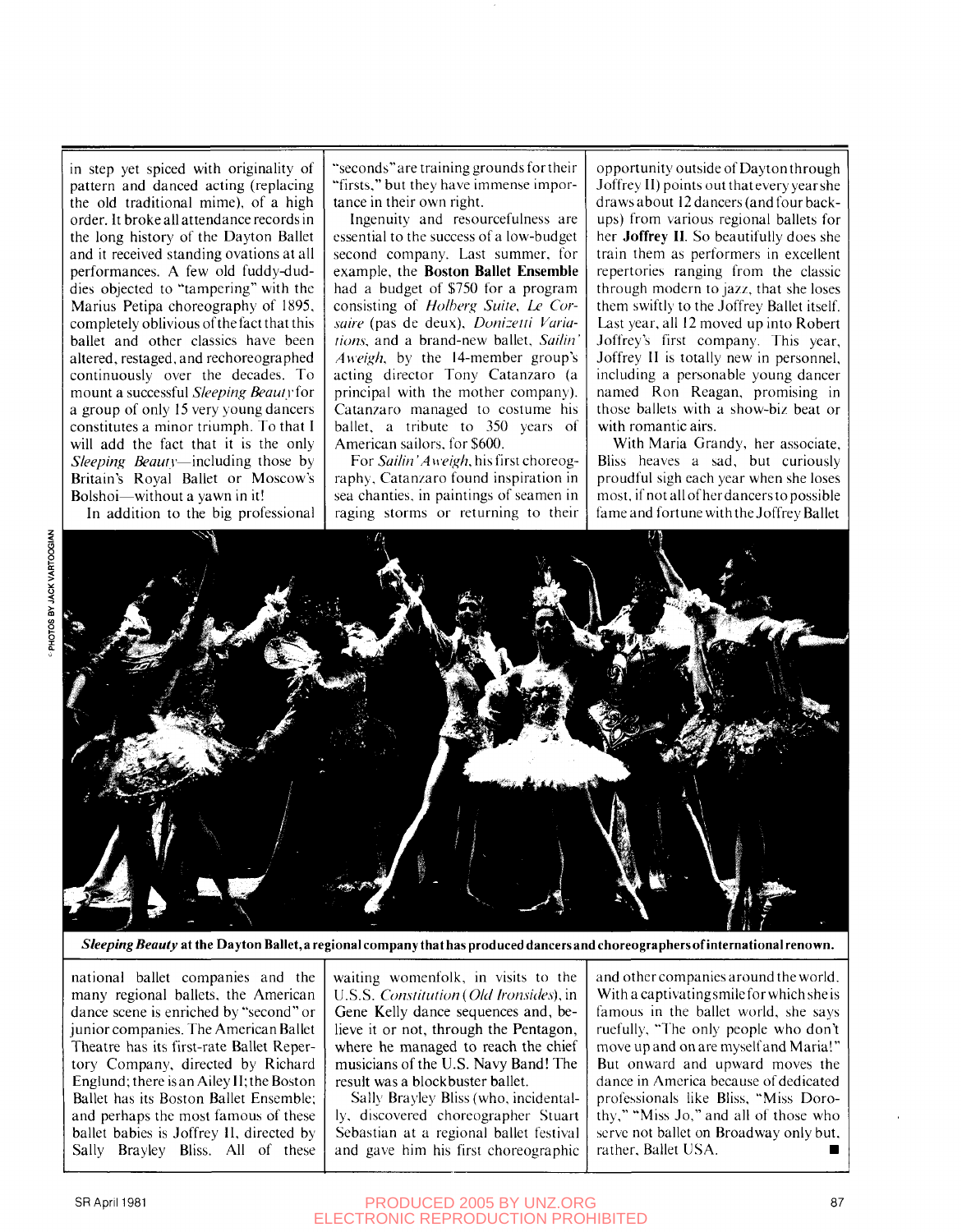in step yet spiced with originality of pattern and danced acting (replacing the old traditional mime), of a high order. It broke all attendance records in the long history of the Dayton Ballet and it received standing ovations at all performances. A few old fuddy-duddies objected to "tampering" with the Marius Petipa choreography of 1895, completely oblivious of the fact that this ballet and other classics have been altered, restaged, and rechoreographed continuously over the decades. To mount a successful *Sleeping Beauty* for a group of only 15 very young dancers constitutes a minor triumph. To that I will add the fact that it is the only *Sleeping Beauty*—including those by Britain's Royal Ballet or Moscow's Bolshoi—without a yawn in it!

In addition to the big professional national ballet companies and the many regional ballets, the American dance scene is enriched by "second" or junior companies. The American Ballet Theatre has its first-rate Ballet Repertory Company, directed by Richard Englund; there is an Ailey II; the Boston Ballet has its Boston Ballet Ensemble; and perhaps the most famous of these ballet babies is Joffrey II, directed by Sally Brayley Bliss. All of these "seconds" are training grounds for their "firsts," but they have immense importance in their own right.

Ingenuity and resourcefulness are essential to the success of a low-budget second company. Last summer, for example, the **Boston Ballet Ensemble** had a budget of $750 for a program consisting of *Holberg Suite*, *Le Corsaire* (pas de deux), *Donizetti Variations*, and a brand-new ballet, *Sailin' Aweigh*, by the 14-member group's acting director Tony Catanzaro (a principal with the mother company). Catanzaro managed to costume his ballet, a tribute to 350 years of American sailors, for $600.

For *Sailin' Aweigh*, his first choreography, Catanzaro found inspiration in sea chanties, in paintings of seamen in raging storms or returning to their waiting womenfolk, in visits to the U.S.S. *Constitution* (*Old Ironsides*), in Gene Kelly dance sequences and, believe it or not, through the Pentagon, where he managed to reach the chief musicians of the U.S. Navy Band! The result was a blockbuster ballet.

Sally Brayley Bliss (who, incidentally, discovered choreographer Stuart Sebastian at a regional ballet festival and gave him his first choreographic opportunity outside of Dayton through Joffrey II) points out that every year she draws about 12 dancers (and four backups) from various regional ballets for her **Joffrey II**. So beautifully does she train them as performers in excellent repertories ranging from the classic through modern to jazz, that she loses them swiftly to the Joffrey Ballet itself. Last year, all 12 moved up into Robert Joffrey's first company. This year, Joffrey II is totally new in personnel, including a personable young dancer named Ron Reagan, promising in those ballets with a show-biz beat or with romantic airs.

With Maria Grandy, her associate, Bliss heaves a sad, but curiously proud sigh each year when she loses most, if not all of her dancers to possible fame and fortune with the Joffrey Ballet and other companies around the world. With a captivating smile for which she is famous in the ballet world, she says ruefully, "The only people who don't move up and on are myself and Maria!" But onward and upward moves the dance in America because of dedicated professionals like Bliss, "Miss Dorothy," "Miss Jo," and all of those who serve not ballet on Broadway only but, rather, Ballet USA. ■

© PHOTOS BY JACK VARTOOGIAN

***Sleeping Beauty*** **at the Dayton Ballet, a regional company that has produced dancers and choreographers of international renown.**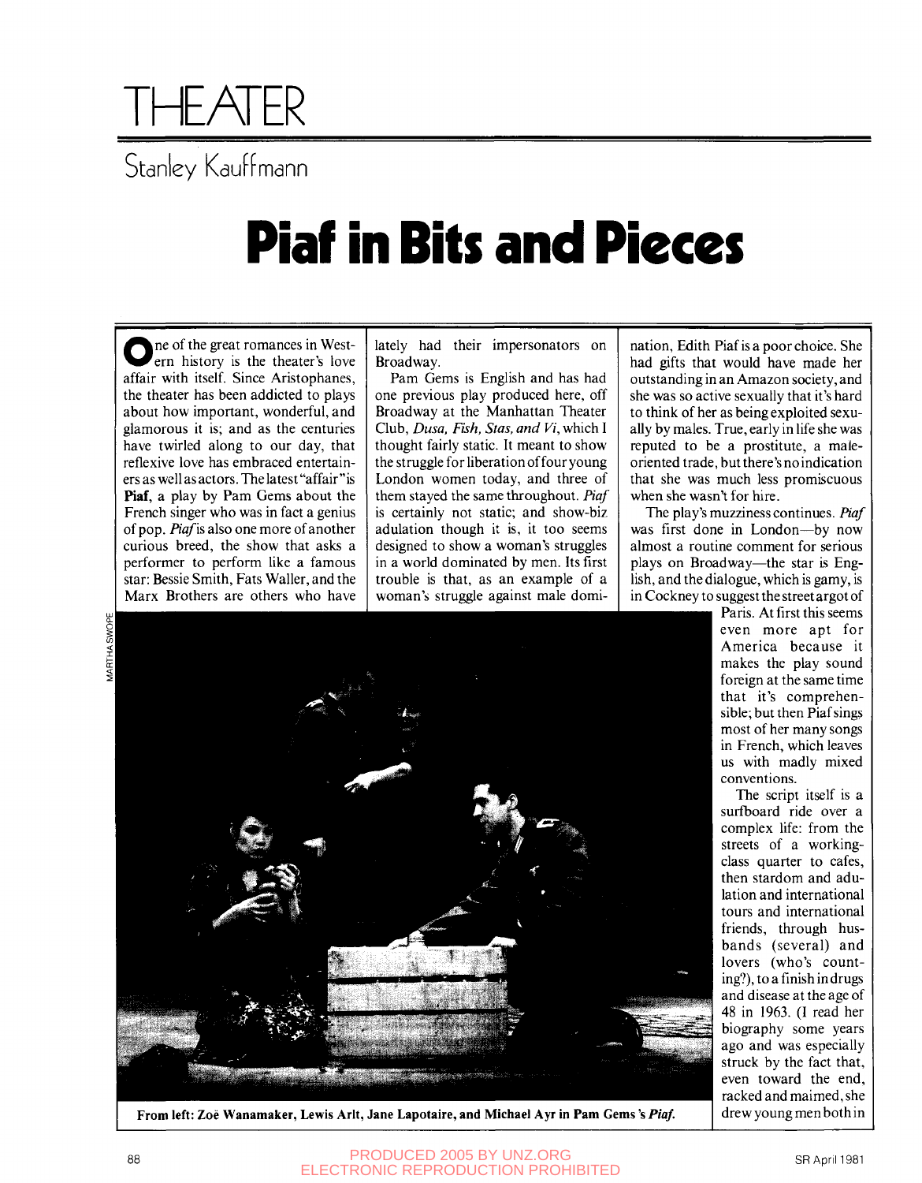# THEATER

## Stanley Kauffmann

# Piaf in Bits and Pieces

One of the great romances in Western history is the theater's love affair with itself. Since Aristophanes, the theater has been addicted to plays about how important, wonderful, and glamorous it is; and as the centuries have twirled along to our day, that reflexive love has embraced entertainers as well as actors. The latest "affair" is **Piaf**, a play by Pam Gems about the French singer who was in fact a genius of pop. *Piaf* is also one more of another curious breed, the show that asks a performer to perform like a famous star: Bessie Smith, Fats Waller, and the Marx Brothers are others who have lately had their impersonators on Broadway.

Pam Gems is English and has had one previous play produced here, off Broadway at the Manhattan Theater Club, *Dusa, Fish, Stas, and Vi*, which I thought fairly static. It meant to show the struggle for liberation of four young London women today, and three of them stayed the same throughout. *Piaf* is certainly not static; and show-biz adulation though it is, it too seems designed to show a woman's struggles in a world dominated by men. Its first trouble is that, as an example of a woman's struggle against male domination, Edith Piaf is a poor choice. She had gifts that would have made her outstanding in an Amazon society, and she was so active sexually that it's hard to think of her as being exploited sexually by males. True, early in life she was reputed to be a prostitute, a male-oriented trade, but there's no indication that she was much less promiscuous when she wasn't for hire.

The play's muzziness continues. *Piaf* was first done in London—by now almost a routine comment for serious plays on Broadway—the star is English, and the dialogue, which is gamy, is in Cockney to suggest the street argot of Paris. At first this seems even more apt for America because it makes the play sound foreign at the same time that it's comprehensible; but then Piaf sings most of her many songs in French, which leaves us with madly mixed conventions.

The script itself is a surfboard ride over a complex life: from the streets of a working-class quarter to cafes, then stardom and adulation and international tours and international friends, through husbands (several) and lovers (who's counting?), to a finish in drugs and disease at the age of 48 in 1963. (I read her biography some years ago and was especially struck by the fact that, even toward the end, racked and maimed, she drew young men both in

MARTHA SWOPE

From left: Zoë Wanamaker, Lewis Arlt, Jane Lapotaire, and Michael Ayr in Pam Gems's *Piaf*.